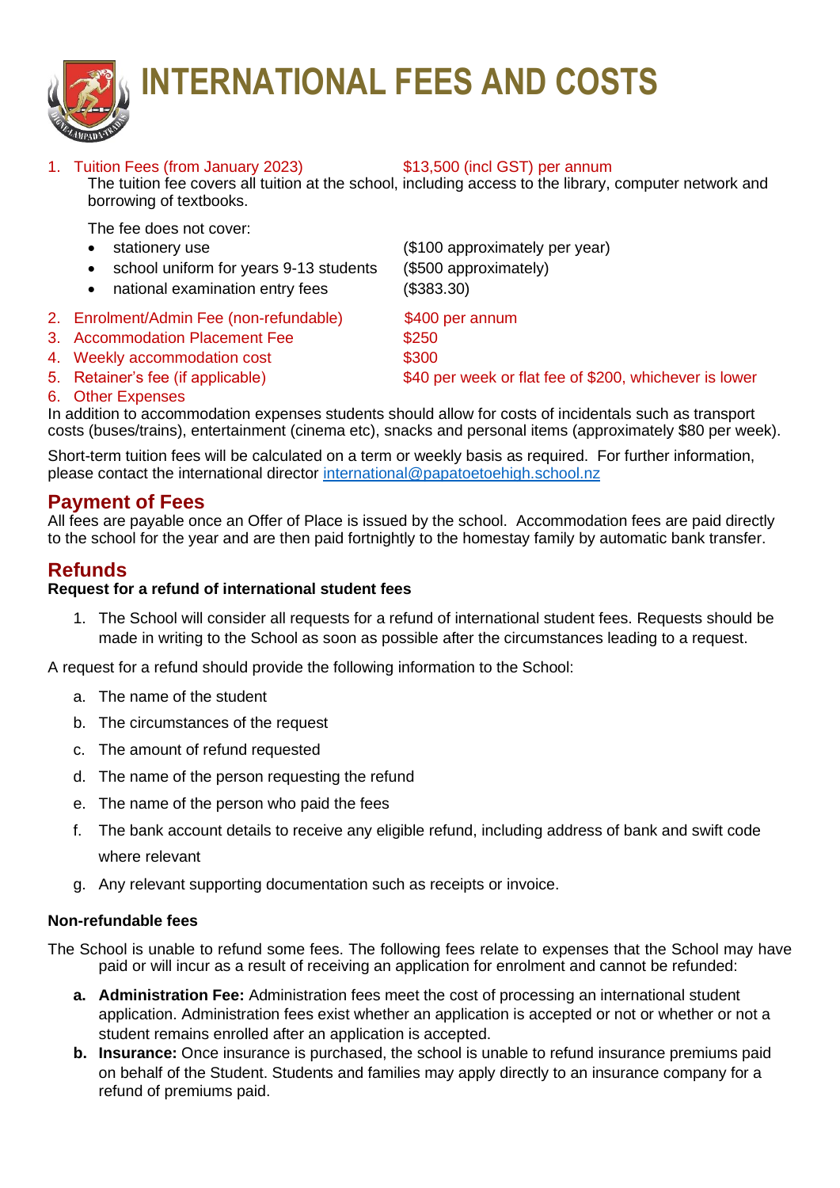# INTERNATIONAL FEES AND COSTS

1. Tuition Fees (from January 2023) $13,500 (incl GST) per annum

   The tuition fee covers all tuition at the school, including access to the library, computer network and borrowing of textbooks.

   The fee does not cover:

   - stationery use ($100 approximately per year)
   - school uniform for years 9-13 students ($500 approximately)
   - national examination entry fees ($383.30)

2. Enrolment/Admin Fee (non-refundable) $400 per annum
3. Accommodation Placement Fee $250
4. Weekly accommodation cost $300
5. Retainer's fee (if applicable) $40 per week or flat fee of $200, whichever is lower
6. Other Expenses

In addition to accommodation expenses students should allow for costs of incidentals such as transport costs (buses/trains), entertainment (cinema etc), snacks and personal items (approximately $80 per week).

Short-term tuition fees will be calculated on a term or weekly basis as required. For further information, please contact the international director international@papatoetoehigh.school.nz

## Payment of Fees

All fees are payable once an Offer of Place is issued by the school. Accommodation fees are paid directly to the school for the year and are then paid fortnightly to the homestay family by automatic bank transfer.

## Refunds

**Request for a refund of international student fees**

1. The School will consider all requests for a refund of international student fees. Requests should be made in writing to the School as soon as possible after the circumstances leading to a request.

A request for a refund should provide the following information to the School:

a. The name of the student

b. The circumstances of the request

c. The amount of refund requested

d. The name of the person requesting the refund

e. The name of the person who paid the fees

f. The bank account details to receive any eligible refund, including address of bank and swift code where relevant

g. Any relevant supporting documentation such as receipts or invoice.

**Non-refundable fees**

The School is unable to refund some fees. The following fees relate to expenses that the School may have paid or will incur as a result of receiving an application for enrolment and cannot be refunded:

**a. Administration Fee:** Administration fees meet the cost of processing an international student application. Administration fees exist whether an application is accepted or not or whether or not a student remains enrolled after an application is accepted.

**b. Insurance:** Once insurance is purchased, the school is unable to refund insurance premiums paid on behalf of the Student. Students and families may apply directly to an insurance company for a refund of premiums paid.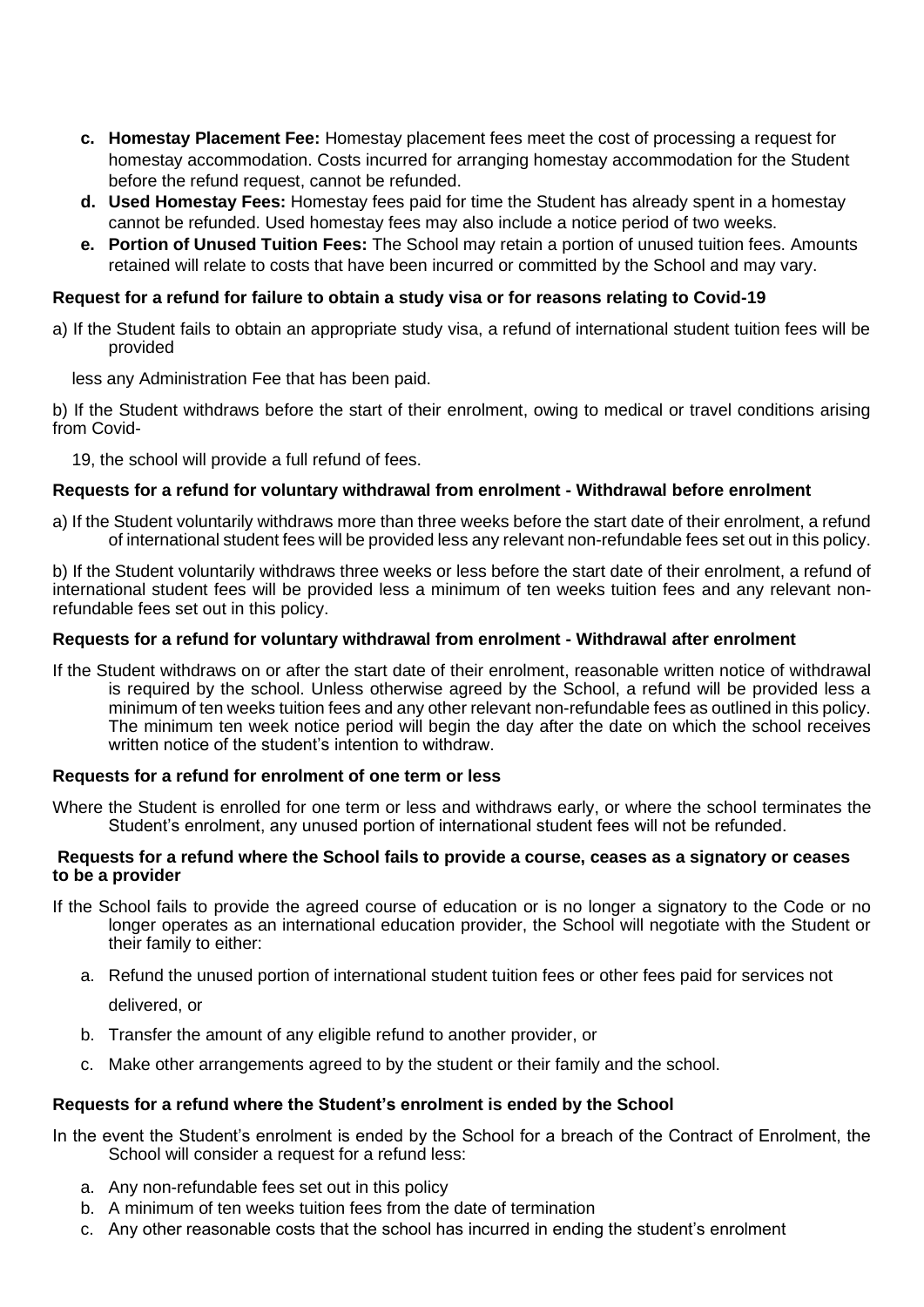- **c. Homestay Placement Fee:** Homestay placement fees meet the cost of processing a request for homestay accommodation. Costs incurred for arranging homestay accommodation for the Student before the refund request, cannot be refunded.
- **d. Used Homestay Fees:** Homestay fees paid for time the Student has already spent in a homestay cannot be refunded. Used homestay fees may also include a notice period of two weeks.
- **e. Portion of Unused Tuition Fees:** The School may retain a portion of unused tuition fees. Amounts retained will relate to costs that have been incurred or committed by the School and may vary.

**Request for a refund for failure to obtain a study visa or for reasons relating to Covid-19**

a) If the Student fails to obtain an appropriate study visa, a refund of international student tuition fees will be provided less any Administration Fee that has been paid.

b) If the Student withdraws before the start of their enrolment, owing to medical or travel conditions arising from Covid-19, the school will provide a full refund of fees.

**Requests for a refund for voluntary withdrawal from enrolment - Withdrawal before enrolment**

a) If the Student voluntarily withdraws more than three weeks before the start date of their enrolment, a refund of international student fees will be provided less any relevant non-refundable fees set out in this policy.

b) If the Student voluntarily withdraws three weeks or less before the start date of their enrolment, a refund of international student fees will be provided less a minimum of ten weeks tuition fees and any relevant non-refundable fees set out in this policy.

**Requests for a refund for voluntary withdrawal from enrolment - Withdrawal after enrolment**

If the Student withdraws on or after the start date of their enrolment, reasonable written notice of withdrawal is required by the school. Unless otherwise agreed by the School, a refund will be provided less a minimum of ten weeks tuition fees and any other relevant non-refundable fees as outlined in this policy. The minimum ten week notice period will begin the day after the date on which the school receives written notice of the student's intention to withdraw.

**Requests for a refund for enrolment of one term or less**

Where the Student is enrolled for one term or less and withdraws early, or where the school terminates the Student's enrolment, any unused portion of international student fees will not be refunded.

**Requests for a refund where the School fails to provide a course, ceases as a signatory or ceases to be a provider**

If the School fails to provide the agreed course of education or is no longer a signatory to the Code or no longer operates as an international education provider, the School will negotiate with the Student or their family to either:

a. Refund the unused portion of international student tuition fees or other fees paid for services not delivered, or

b. Transfer the amount of any eligible refund to another provider, or

c. Make other arrangements agreed to by the student or their family and the school.

**Requests for a refund where the Student's enrolment is ended by the School**

In the event the Student's enrolment is ended by the School for a breach of the Contract of Enrolment, the School will consider a request for a refund less:

a. Any non-refundable fees set out in this policy
b. A minimum of ten weeks tuition fees from the date of termination
c. Any other reasonable costs that the school has incurred in ending the student's enrolment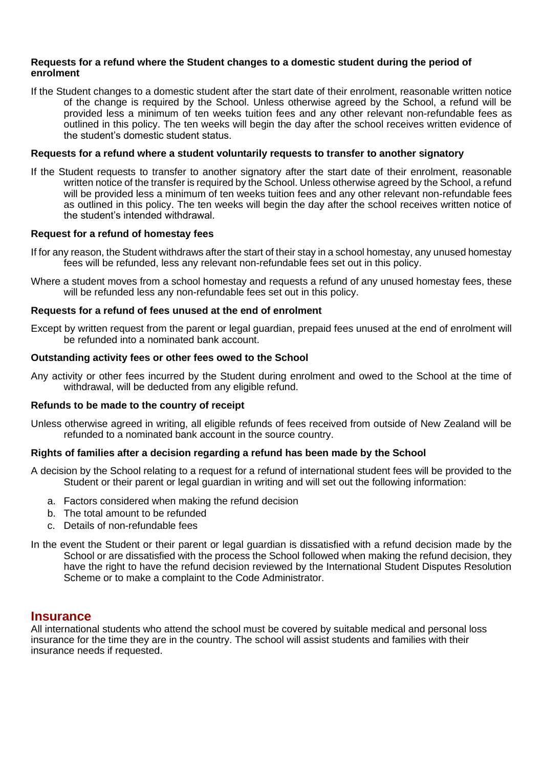**Requests for a refund where the Student changes to a domestic student during the period of enrolment**

If the Student changes to a domestic student after the start date of their enrolment, reasonable written notice of the change is required by the School. Unless otherwise agreed by the School, a refund will be provided less a minimum of ten weeks tuition fees and any other relevant non-refundable fees as outlined in this policy. The ten weeks will begin the day after the school receives written evidence of the student's domestic student status.

**Requests for a refund where a student voluntarily requests to transfer to another signatory**

If the Student requests to transfer to another signatory after the start date of their enrolment, reasonable written notice of the transfer is required by the School. Unless otherwise agreed by the School, a refund will be provided less a minimum of ten weeks tuition fees and any other relevant non-refundable fees as outlined in this policy. The ten weeks will begin the day after the school receives written notice of the student's intended withdrawal.

**Request for a refund of homestay fees**

If for any reason, the Student withdraws after the start of their stay in a school homestay, any unused homestay fees will be refunded, less any relevant non-refundable fees set out in this policy.

Where a student moves from a school homestay and requests a refund of any unused homestay fees, these will be refunded less any non-refundable fees set out in this policy.

**Requests for a refund of fees unused at the end of enrolment**

Except by written request from the parent or legal guardian, prepaid fees unused at the end of enrolment will be refunded into a nominated bank account.

**Outstanding activity fees or other fees owed to the School**

Any activity or other fees incurred by the Student during enrolment and owed to the School at the time of withdrawal, will be deducted from any eligible refund.

**Refunds to be made to the country of receipt**

Unless otherwise agreed in writing, all eligible refunds of fees received from outside of New Zealand will be refunded to a nominated bank account in the source country.

**Rights of families after a decision regarding a refund has been made by the School**

A decision by the School relating to a request for a refund of international student fees will be provided to the Student or their parent or legal guardian in writing and will set out the following information:

a. Factors considered when making the refund decision
b. The total amount to be refunded
c. Details of non-refundable fees

In the event the Student or their parent or legal guardian is dissatisfied with a refund decision made by the School or are dissatisfied with the process the School followed when making the refund decision, they have the right to have the refund decision reviewed by the International Student Disputes Resolution Scheme or to make a complaint to the Code Administrator.

## Insurance

All international students who attend the school must be covered by suitable medical and personal loss insurance for the time they are in the country. The school will assist students and families with their insurance needs if requested.